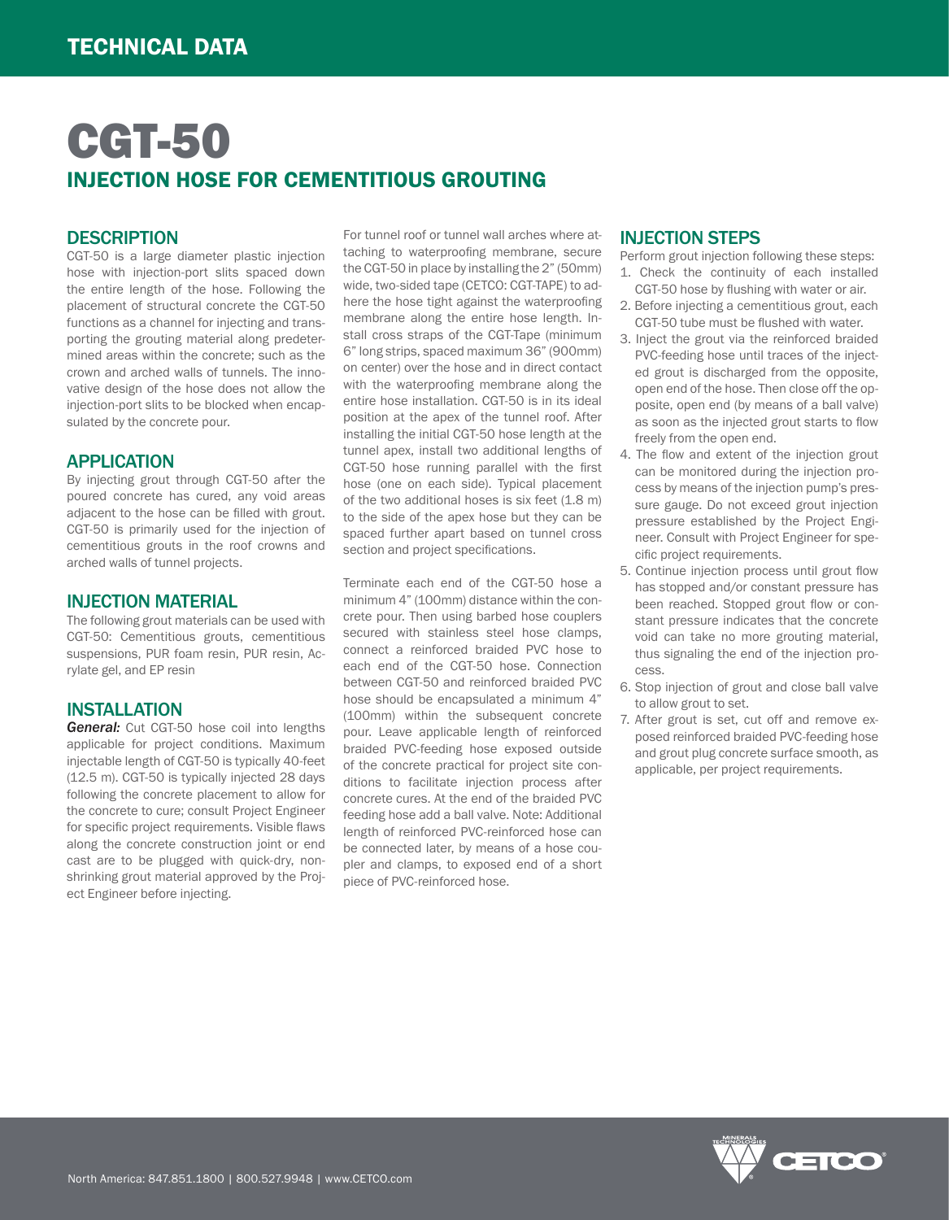TECHNICAL DATA

# CGT-50

## INJECTION HOSE FOR CEMENTITIOUS GROUTING

### DESCRIPTION

CGT-50 is a large diameter plastic injection hose with injection-port slits spaced down the entire length of the hose. Following the placement of structural concrete the CGT-50 functions as a channel for injecting and transporting the grouting material along predetermined areas within the concrete; such as the crown and arched walls of tunnels. The innovative design of the hose does not allow the injection-port slits to be blocked when encapsulated by the concrete pour.

### APPLICATION

By injecting grout through CGT-50 after the poured concrete has cured, any void areas adjacent to the hose can be filled with grout. CGT-50 is primarily used for the injection of cementitious grouts in the roof crowns and arched walls of tunnel projects.

### INJECTION MATERIAL

The following grout materials can be used with CGT-50: Cementitious grouts, cementitious suspensions, PUR foam resin, PUR resin, Acrylate gel, and EP resin

### INSTALLATION

***General:*** Cut CGT-50 hose coil into lengths applicable for project conditions. Maximum injectable length of CGT-50 is typically 40-feet (12.5 m). CGT-50 is typically injected 28 days following the concrete placement to allow for the concrete to cure; consult Project Engineer for specific project requirements. Visible flaws along the concrete construction joint or end cast are to be plugged with quick-dry, non-shrinking grout material approved by the Project Engineer before injecting.

For tunnel roof or tunnel wall arches where attaching to waterproofing membrane, secure the CGT-50 in place by installing the 2" (50mm) wide, two-sided tape (CETCO: CGT-TAPE) to adhere the hose tight against the waterproofing membrane along the entire hose length. Install cross straps of the CGT-Tape (minimum 6" long strips, spaced maximum 36" (900mm) on center) over the hose and in direct contact with the waterproofing membrane along the entire hose installation. CGT-50 is in its ideal position at the apex of the tunnel roof. After installing the initial CGT-50 hose length at the tunnel apex, install two additional lengths of CGT-50 hose running parallel with the first hose (one on each side). Typical placement of the two additional hoses is six feet (1.8 m) to the side of the apex hose but they can be spaced further apart based on tunnel cross section and project specifications.

Terminate each end of the CGT-50 hose a minimum 4" (100mm) distance within the concrete pour. Then using barbed hose couplers secured with stainless steel hose clamps, connect a reinforced braided PVC hose to each end of the CGT-50 hose. Connection between CGT-50 and reinforced braided PVC hose should be encapsulated a minimum 4" (100mm) within the subsequent concrete pour. Leave applicable length of reinforced braided PVC-feeding hose exposed outside of the concrete practical for project site conditions to facilitate injection process after concrete cures. At the end of the braided PVC feeding hose add a ball valve. Note: Additional length of reinforced PVC-reinforced hose can be connected later, by means of a hose coupler and clamps, to exposed end of a short piece of PVC-reinforced hose.

### INJECTION STEPS

Perform grout injection following these steps:

1. Check the continuity of each installed CGT-50 hose by flushing with water or air.
2. Before injecting a cementitious grout, each CGT-50 tube must be flushed with water.
3. Inject the grout via the reinforced braided PVC-feeding hose until traces of the injected grout is discharged from the opposite, open end of the hose. Then close off the opposite, open end (by means of a ball valve) as soon as the injected grout starts to flow freely from the open end.
4. The flow and extent of the injection grout can be monitored during the injection process by means of the injection pump's pressure gauge. Do not exceed grout injection pressure established by the Project Engineer. Consult with Project Engineer for specific project requirements.
5. Continue injection process until grout flow has stopped and/or constant pressure has been reached. Stopped grout flow or constant pressure indicates that the concrete void can take no more grouting material, thus signaling the end of the injection process.
6. Stop injection of grout and close ball valve to allow grout to set.
7. After grout is set, cut off and remove exposed reinforced braided PVC-feeding hose and grout plug concrete surface smooth, as applicable, per project requirements.

North America: 847.851.1800 | 800.527.9948 | www.CETCO.com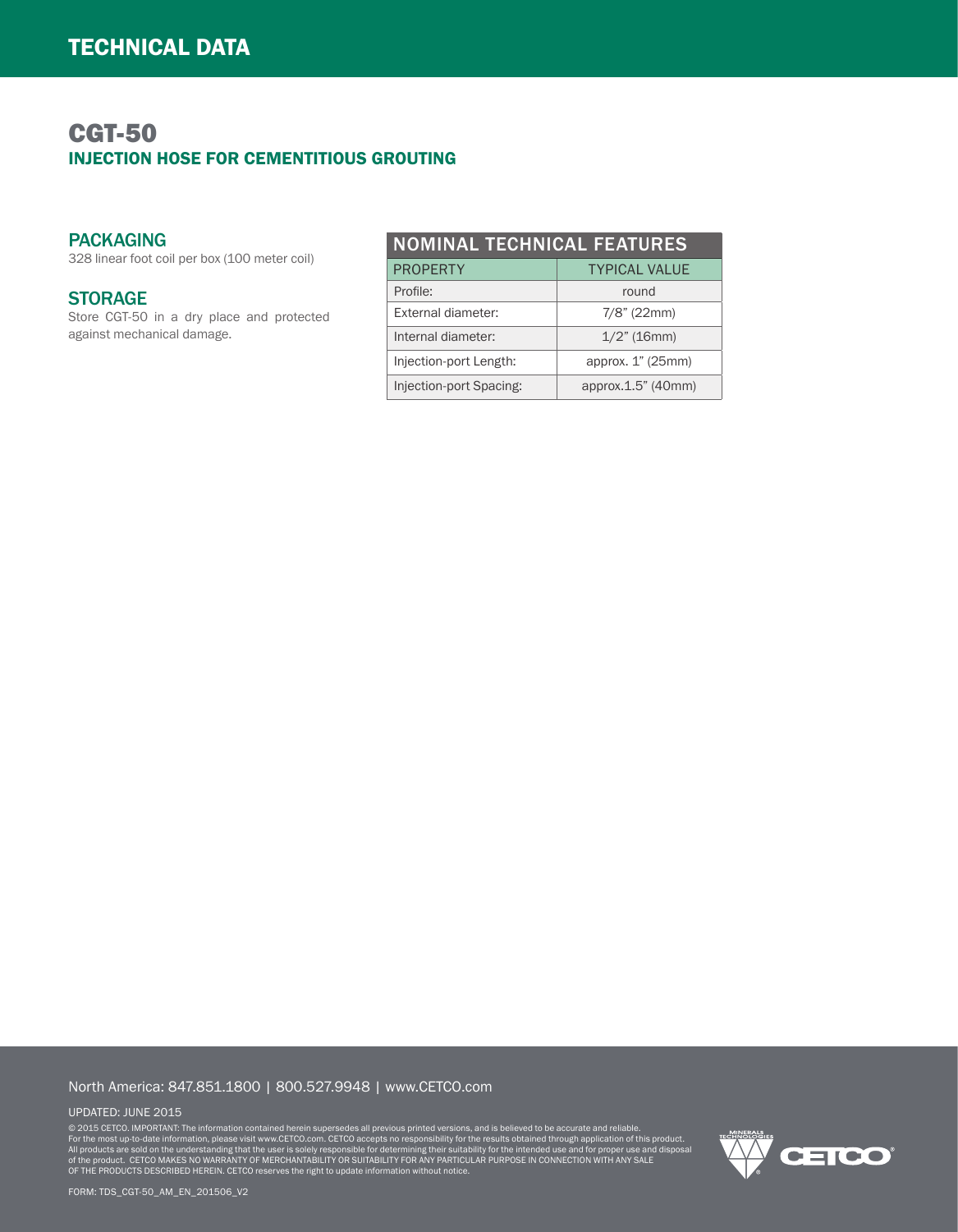# TECHNICAL DATA

## CGT-50

### INJECTION HOSE FOR CEMENTITIOUS GROUTING

### PACKAGING

328 linear foot coil per box (100 meter coil)

### STORAGE

Store CGT-50 in a dry place and protected against mechanical damage.

| NOMINAL TECHNICAL FEATURES | |
|---|---|
| PROPERTY | TYPICAL VALUE |
| Profile: | round |
| External diameter: | 7/8" (22mm) |
| Internal diameter: | 1/2" (16mm) |
| Injection-port Length: | approx. 1" (25mm) |
| Injection-port Spacing: | approx.1.5" (40mm) |

North America: 847.851.1800 | 800.527.9948 | www.CETCO.com

UPDATED: JUNE 2015

© 2015 CETCO. IMPORTANT: The information contained herein supersedes all previous printed versions, and is believed to be accurate and reliable. For the most up-to-date information, please visit www.CETCO.com. CETCO accepts no responsibility for the results obtained through application of this product. All products are sold on the understanding that the user is solely responsible for determining their suitability for the intended use and for proper use and disposal of the product. CETCO MAKES NO WARRANTY OF MERCHANTABILITY OR SUITABILITY FOR ANY PARTICULAR PURPOSE IN CONNECTION WITH ANY SALE OF THE PRODUCTS DESCRIBED HEREIN. CETCO reserves the right to update information without notice.

FORM: TDS_CGT-50_AM_EN_201506_V2